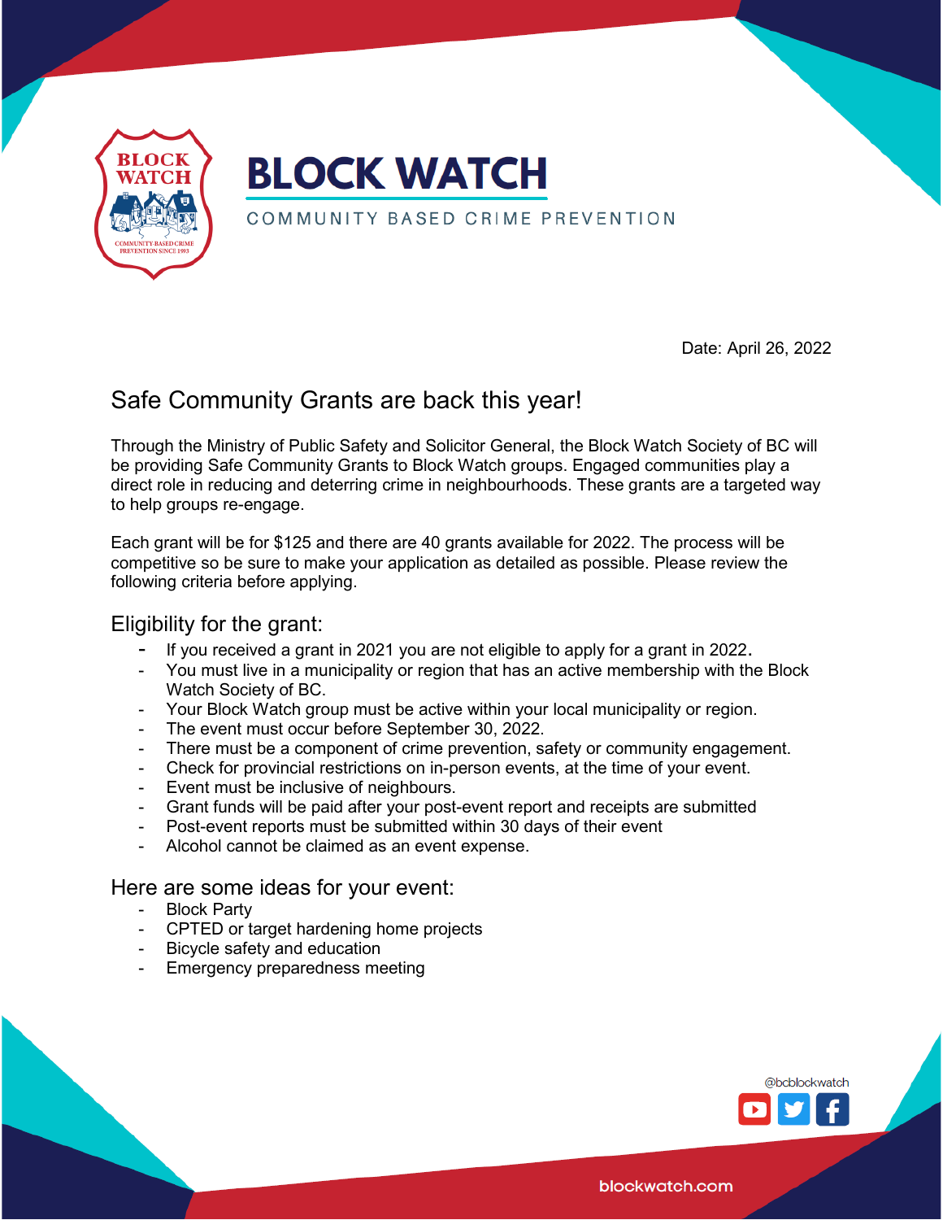# BLOCK WATCH

COMMUNITY BASED CRIME PREVENTION

Date: April 26, 2022

## Safe Community Grants are back this year!

Through the Ministry of Public Safety and Solicitor General, the Block Watch Society of BC will be providing Safe Community Grants to Block Watch groups. Engaged communities play a direct role in reducing and deterring crime in neighbourhoods. These grants are a targeted way to help groups re-engage.

Each grant will be for $125 and there are 40 grants available for 2022. The process will be competitive so be sure to make your application as detailed as possible. Please review the following criteria before applying.

### Eligibility for the grant:

- If you received a grant in 2021 you are not eligible to apply for a grant in 2022.
- You must live in a municipality or region that has an active membership with the Block Watch Society of BC.
- Your Block Watch group must be active within your local municipality or region.
- The event must occur before September 30, 2022.
- There must be a component of crime prevention, safety or community engagement.
- Check for provincial restrictions on in-person events, at the time of your event.
- Event must be inclusive of neighbours.
- Grant funds will be paid after your post-event report and receipts are submitted
- Post-event reports must be submitted within 30 days of their event
- Alcohol cannot be claimed as an event expense.

### Here are some ideas for your event:

- Block Party
- CPTED or target hardening home projects
- Bicycle safety and education
- Emergency preparedness meeting

@bcblockwatch

blockwatch.com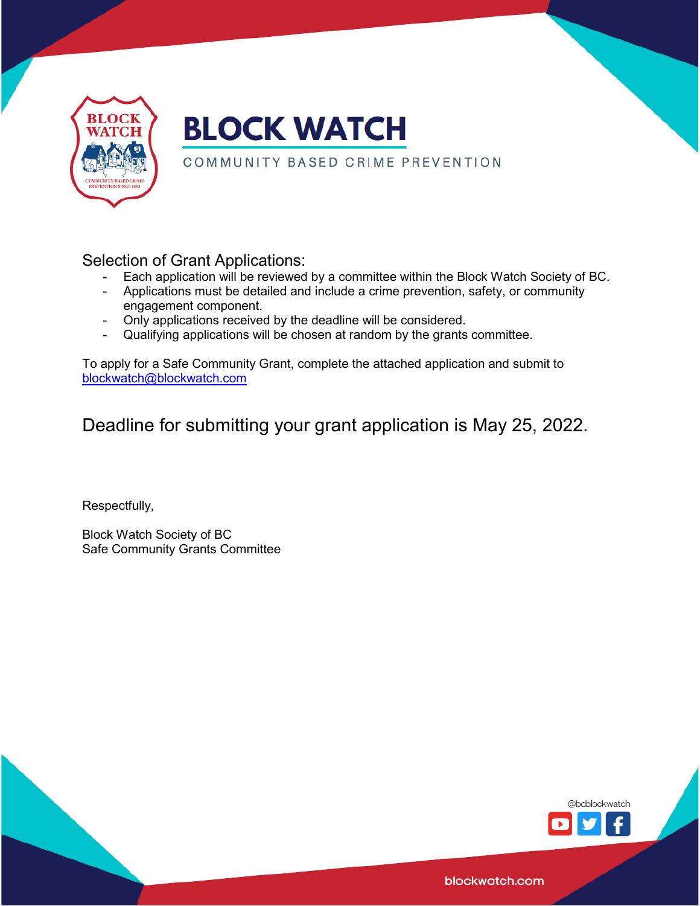Selection of Grant Applications:

- Each application will be reviewed by a committee within the Block Watch Society of BC.
- Applications must be detailed and include a crime prevention, safety, or community engagement component.
- Only applications received by the deadline will be considered.
- Qualifying applications will be chosen at random by the grants committee.

To apply for a Safe Community Grant, complete the attached application and submit to blockwatch@blockwatch.com

Deadline for submitting your grant application is May 25, 2022.

Respectfully,

Block Watch Society of BC
Safe Community Grants Committee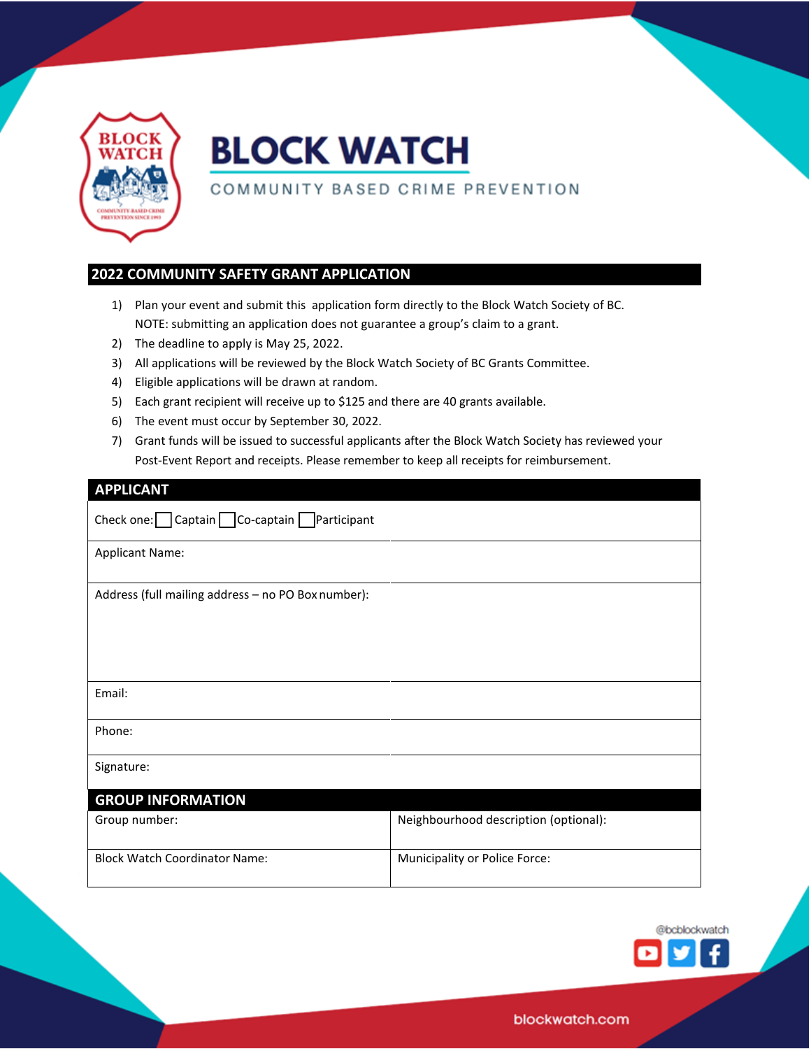# BLOCK WATCH

COMMUNITY BASED CRIME PREVENTION

## 2022 COMMUNITY SAFETY GRANT APPLICATION

1) Plan your event and submit this application form directly to the Block Watch Society of BC. NOTE: submitting an application does not guarantee a group's claim to a grant.
2) The deadline to apply is May 25, 2022.
3) All applications will be reviewed by the Block Watch Society of BC Grants Committee.
4) Eligible applications will be drawn at random.
5) Each grant recipient will receive up to $125 and there are 40 grants available.
6) The event must occur by September 30, 2022.
7) Grant funds will be issued to successful applicants after the Block Watch Society has reviewed your Post-Event Report and receipts. Please remember to keep all receipts for reimbursement.

## APPLICANT

| |
|---|
| Check one: ☐ Captain ☐ Co-captain ☐ Participant |
| Applicant Name: |
| Address (full mailing address – no PO Box number): |
| Email: |
| Phone: |
| Signature: |

## GROUP INFORMATION

| | |
|---|---|
| Group number: | Neighbourhood description (optional): |
| Block Watch Coordinator Name: | Municipality or Police Force: |

@bcblockwatch

blockwatch.com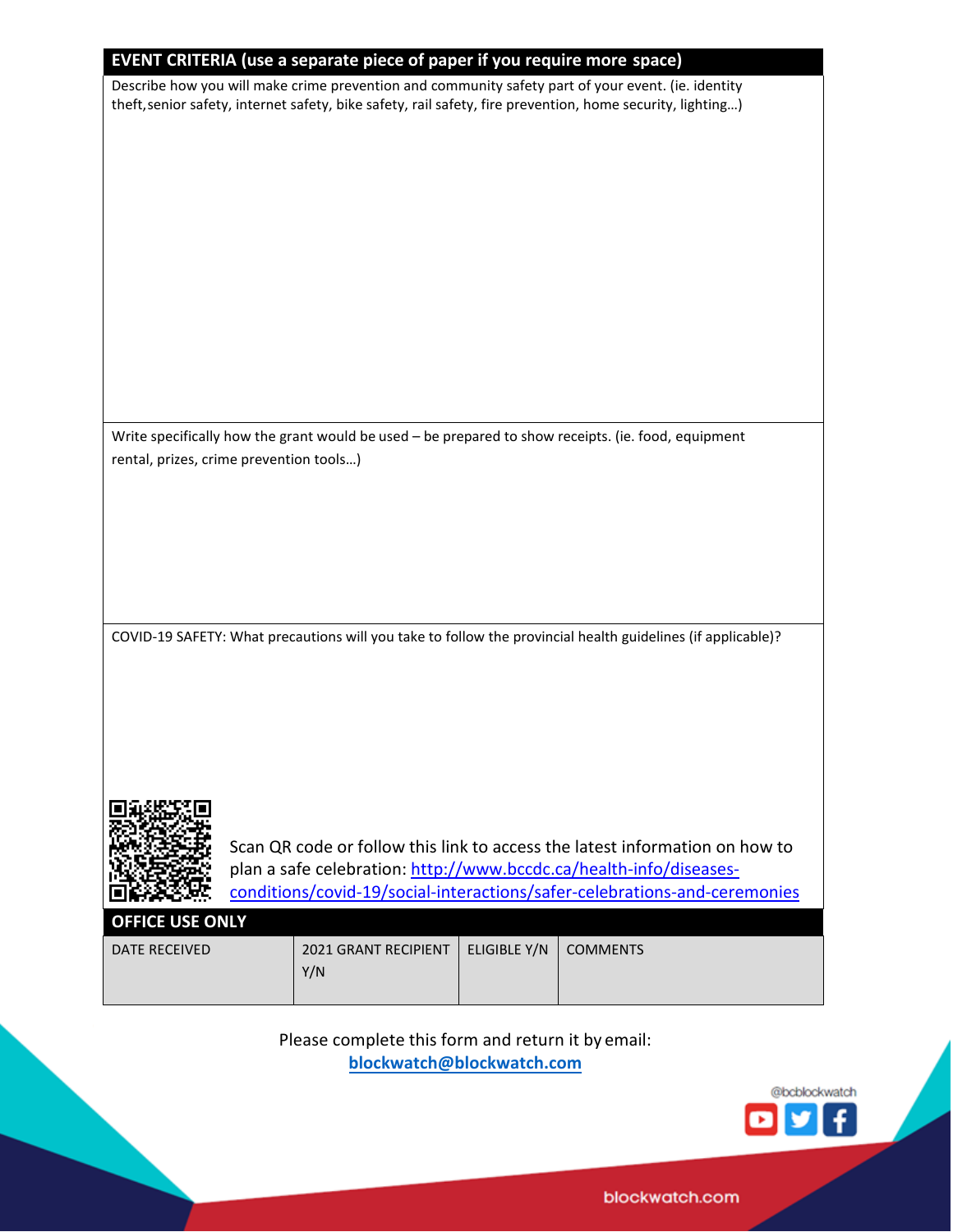## EVENT CRITERIA (use a separate piece of paper if you require more space)

Describe how you will make crime prevention and community safety part of your event. (ie. identity theft, senior safety, internet safety, bike safety, rail safety, fire prevention, home security, lighting…)

Write specifically how the grant would be used – be prepared to show receipts. (ie. food, equipment rental, prizes, crime prevention tools…)

COVID-19 SAFETY: What precautions will you take to follow the provincial health guidelines (if applicable)?

Scan QR code or follow this link to access the latest information on how to plan a safe celebration: http://www.bccdc.ca/health-info/diseases-conditions/covid-19/social-interactions/safer-celebrations-and-ceremonies

## OFFICE USE ONLY

| DATE RECEIVED | 2021 GRANT RECIPIENT Y/N | ELIGIBLE Y/N | COMMENTS |
|---|---|---|---|
| | | | |

Please complete this form and return it by email:
**blockwatch@blockwatch.com**

@bcblockwatch

blockwatch.com